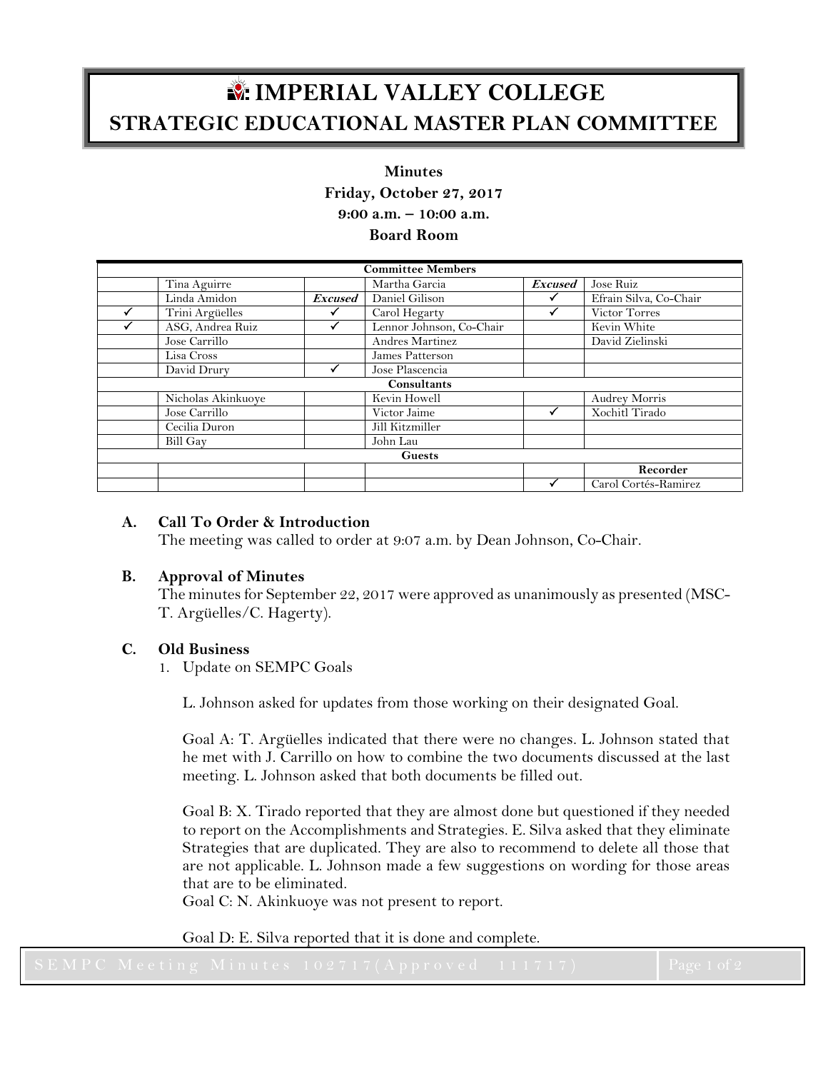# IMPERIAL VALLEY COLLEGE
## STRATEGIC EDUCATIONAL MASTER PLAN COMMITTEE

**Minutes**
**Friday, October 27, 2017**
**9:00 a.m. – 10:00 a.m.**
**Board Room**

| Committee Members | | | | | |
|---|---|---|---|---|---|
| | Tina Aguirre | | Martha Garcia | ***Excused*** | Jose Ruiz |
| | Linda Amidon | ***Excused*** | Daniel Gilison | ✓ | Efrain Silva, Co-Chair |
| ✓ | Trini Argüelles | ✓ | Carol Hegarty | ✓ | Victor Torres |
| ✓ | ASG, Andrea Ruiz | ✓ | Lennor Johnson, Co-Chair | | Kevin White |
| | Jose Carrillo | | Andres Martinez | | David Zielinski |
| | Lisa Cross | | James Patterson | | |
| | David Drury | ✓ | Jose Plascencia | | |
| **Consultants** | | | | | |
| | Nicholas Akinkuoye | | Kevin Howell | | Audrey Morris |
| | Jose Carrillo | | Victor Jaime | ✓ | Xochitl Tirado |
| | Cecilia Duron | | Jill Kitzmiller | | |
| | Bill Gay | | John Lau | | |
| **Guests** | | | | | |
| | | | | | **Recorder** |
| | | | | ✓ | Carol Cortés-Ramirez |

**A. Call To Order & Introduction**

The meeting was called to order at 9:07 a.m. by Dean Johnson, Co-Chair.

**B. Approval of Minutes**

The minutes for September 22, 2017 were approved as unanimously as presented (MSC-T. Argüelles/C. Hagerty).

**C. Old Business**

1. Update on SEMPC Goals

L. Johnson asked for updates from those working on their designated Goal.

Goal A: T. Argüelles indicated that there were no changes. L. Johnson stated that he met with J. Carrillo on how to combine the two documents discussed at the last meeting. L. Johnson asked that both documents be filled out.

Goal B: X. Tirado reported that they are almost done but questioned if they needed to report on the Accomplishments and Strategies. E. Silva asked that they eliminate Strategies that are duplicated. They are also to recommend to delete all those that are not applicable. L. Johnson made a few suggestions on wording for those areas that are to be eliminated.

Goal C: N. Akinkuoye was not present to report.

Goal D: E. Silva reported that it is done and complete.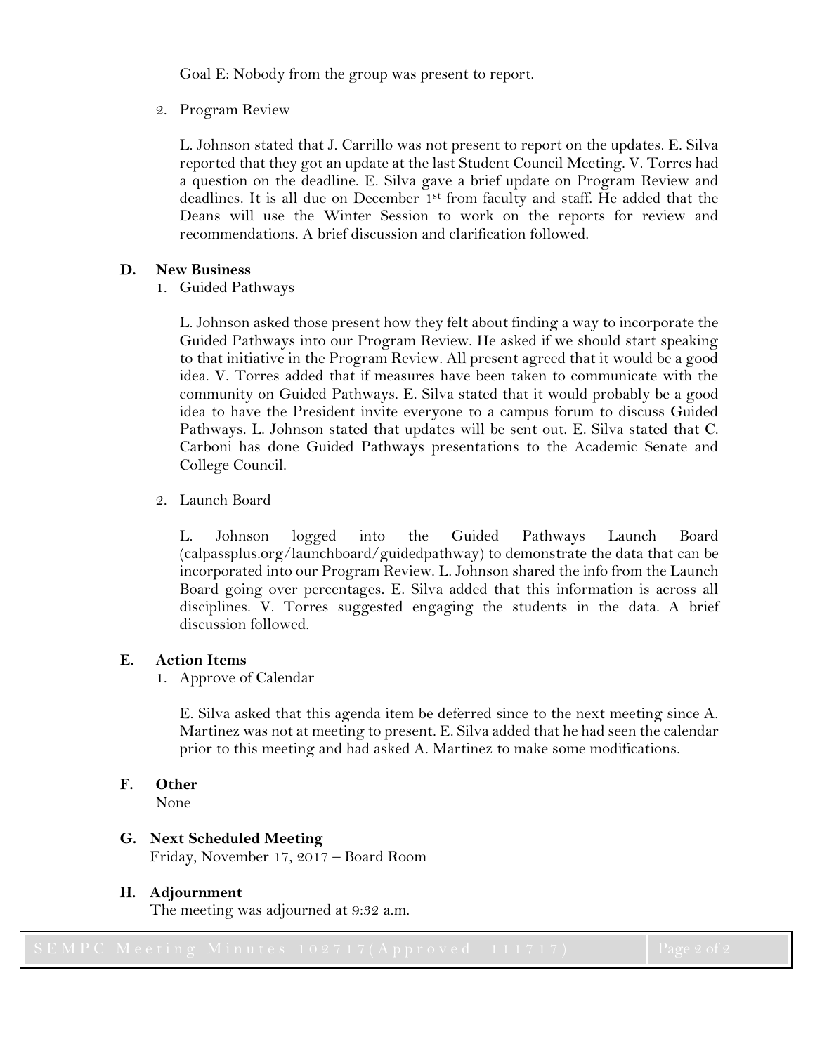Goal E: Nobody from the group was present to report.

2. Program Review

   L. Johnson stated that J. Carrillo was not present to report on the updates. E. Silva reported that they got an update at the last Student Council Meeting. V. Torres had a question on the deadline. E. Silva gave a brief update on Program Review and deadlines. It is all due on December 1st from faculty and staff. He added that the Deans will use the Winter Session to work on the reports for review and recommendations. A brief discussion and clarification followed.

**D. New Business**

1. Guided Pathways

   L. Johnson asked those present how they felt about finding a way to incorporate the Guided Pathways into our Program Review. He asked if we should start speaking to that initiative in the Program Review. All present agreed that it would be a good idea. V. Torres added that if measures have been taken to communicate with the community on Guided Pathways. E. Silva stated that it would probably be a good idea to have the President invite everyone to a campus forum to discuss Guided Pathways. L. Johnson stated that updates will be sent out. E. Silva stated that C. Carboni has done Guided Pathways presentations to the Academic Senate and College Council.

2. Launch Board

   L. Johnson logged into the Guided Pathways Launch Board (calpassplus.org/launchboard/guidedpathway) to demonstrate the data that can be incorporated into our Program Review. L. Johnson shared the info from the Launch Board going over percentages. E. Silva added that this information is across all disciplines. V. Torres suggested engaging the students in the data. A brief discussion followed.

**E. Action Items**

1. Approve of Calendar

   E. Silva asked that this agenda item be deferred since to the next meeting since A. Martinez was not at meeting to present. E. Silva added that he had seen the calendar prior to this meeting and had asked A. Martinez to make some modifications.

**F. Other**

None

**G. Next Scheduled Meeting**

Friday, November 17, 2017 – Board Room

**H. Adjournment**

The meeting was adjourned at 9:32 a.m.